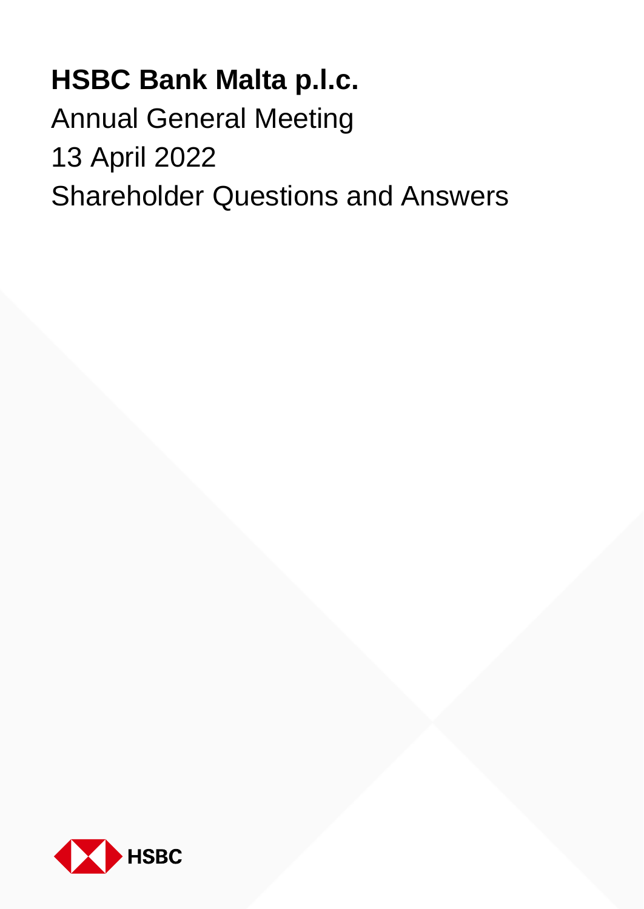# HSBC Bank Malta p.l.c.

Annual General Meeting

13 April 2022

Shareholder Questions and Answers

HSBC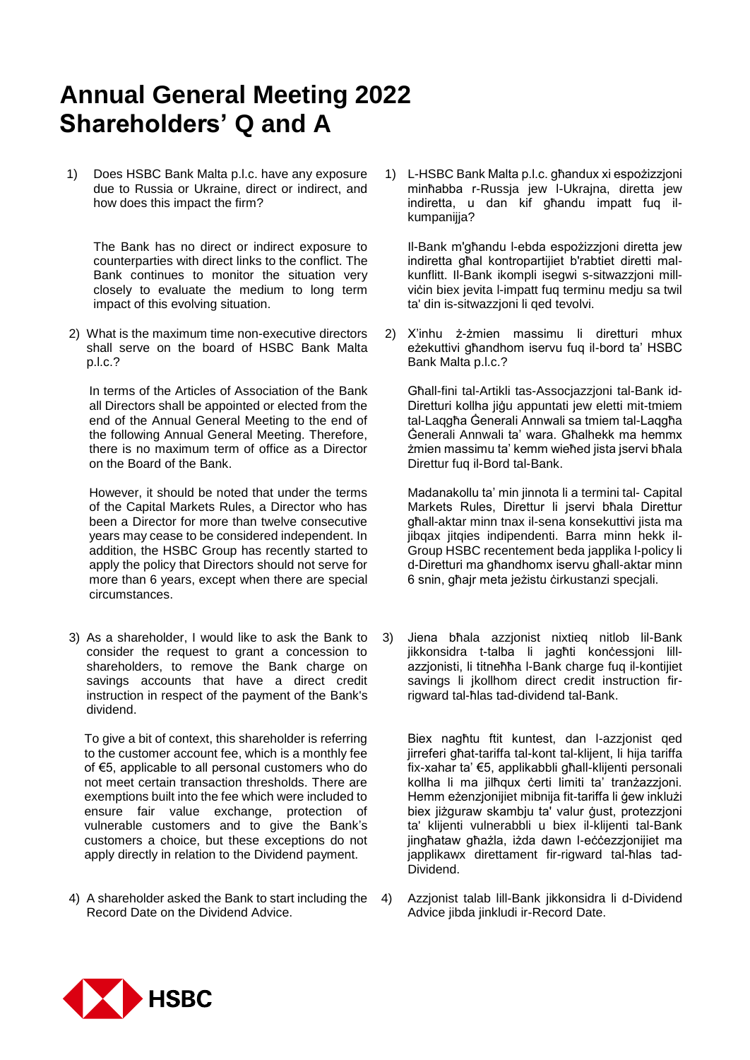# Annual General Meeting 2022
# Shareholders' Q and A

1) Does HSBC Bank Malta p.l.c. have any exposure due to Russia or Ukraine, direct or indirect, and how does this impact the firm?

   The Bank has no direct or indirect exposure to counterparties with direct links to the conflict. The Bank continues to monitor the situation very closely to evaluate the medium to long term impact of this evolving situation.

2) What is the maximum time non-executive directors shall serve on the board of HSBC Bank Malta p.l.c.?

   In terms of the Articles of Association of the Bank all Directors shall be appointed or elected from the end of the Annual General Meeting to the end of the following Annual General Meeting. Therefore, there is no maximum term of office as a Director on the Board of the Bank.

   However, it should be noted that under the terms of the Capital Markets Rules, a Director who has been a Director for more than twelve consecutive years may cease to be considered independent. In addition, the HSBC Group has recently started to apply the policy that Directors should not serve for more than 6 years, except when there are special circumstances.

3) As a shareholder, I would like to ask the Bank to consider the request to grant a concession to shareholders, to remove the Bank charge on savings accounts that have a direct credit instruction in respect of the payment of the Bank's dividend.

   To give a bit of context, this shareholder is referring to the customer account fee, which is a monthly fee of €5, applicable to all personal customers who do not meet certain transaction thresholds. There are exemptions built into the fee which were included to ensure fair value exchange, protection of vulnerable customers and to give the Bank's customers a choice, but these exceptions do not apply directly in relation to the Dividend payment.

4) A shareholder asked the Bank to start including the Record Date on the Dividend Advice.

---

1) L-HSBC Bank Malta p.l.c. għandux xi espożizzjoni minħabba r-Russja jew l-Ukrajna, diretta jew indiretta, u dan kif għandu impatt fuq il-kumpanijja?

   Il-Bank m'għandu l-ebda espożizzjoni diretta jew indiretta għal kontropartijiet b'rabtiet diretti mal-kunflitt. Il-Bank ikompli isegwi s-sitwazzjoni mill-viċin biex jevita l-impatt fuq terminu medju sa twil ta' din is-sitwazzjoni li qed tevolvi.

2) X'inhu ż-żmien massimu li diretturi mhux eżekuttivi għandhom iservu fuq il-bord ta' HSBC Bank Malta p.l.c.?

   Għall-fini tal-Artikli tas-Assocjazzjoni tal-Bank id-Diretturi kollha jiġu appuntati jew eletti mit-tmiem tal-Laqgħa Ġenerali Annwali sa tmiem tal-Laqgħa Ġenerali Annwali ta' wara. Għalhekk ma hemmx żmien massimu ta' kemm wieħed jista jservi bħala Direttur fuq il-Bord tal-Bank.

   Madanakollu ta' min jinnota li a termini tal- Capital Markets Rules, Direttur li jservi bħala Direttur għall-aktar minn tnax il-sena konsekuttivi jista ma jibqax jitqies indipendenti. Barra minn hekk il-Group HSBC recentement beda japplika l-policy li d-Diretturi ma għandhomx iservu għall-aktar minn 6 snin, għajr meta jeżistu ċirkustanzi specjali.

3) Jiena bħala azzjonist nixtieq nitlob lil-Bank jikkonsidra t-talba li jagħti konċessjoni lill-azzjonisti, li titneħħa l-Bank charge fuq il-kontijiet savings li jkollhom direct credit instruction fir-rigward tal-ħlas tad-dividend tal-Bank.

   Biex nagħtu ftit kuntest, dan l-azzjonist qed jirreferi għat-tariffa tal-kont tal-klijent, li hija tariffa fix-xahar ta' €5, applikabbli għall-klijenti personali kollha li ma jilħqux ċerti limiti ta' tranżazzjoni. Hemm eżenzjonijiet mibnija fit-tariffa li ġew inklużi biex jiżguraw skambju ta' valur ġust, protezzjoni ta' klijenti vulnerabbli u biex il-klijenti tal-Bank jingħataw għażla, iżda dawn l-eċċezzjonijiet ma japplikawx direttament fir-rigward tal-ħlas tad-Dividend.

4) Azzjonist talab lill-Bank jikkonsidra li d-Dividend Advice jibda jinkludi ir-Record Date.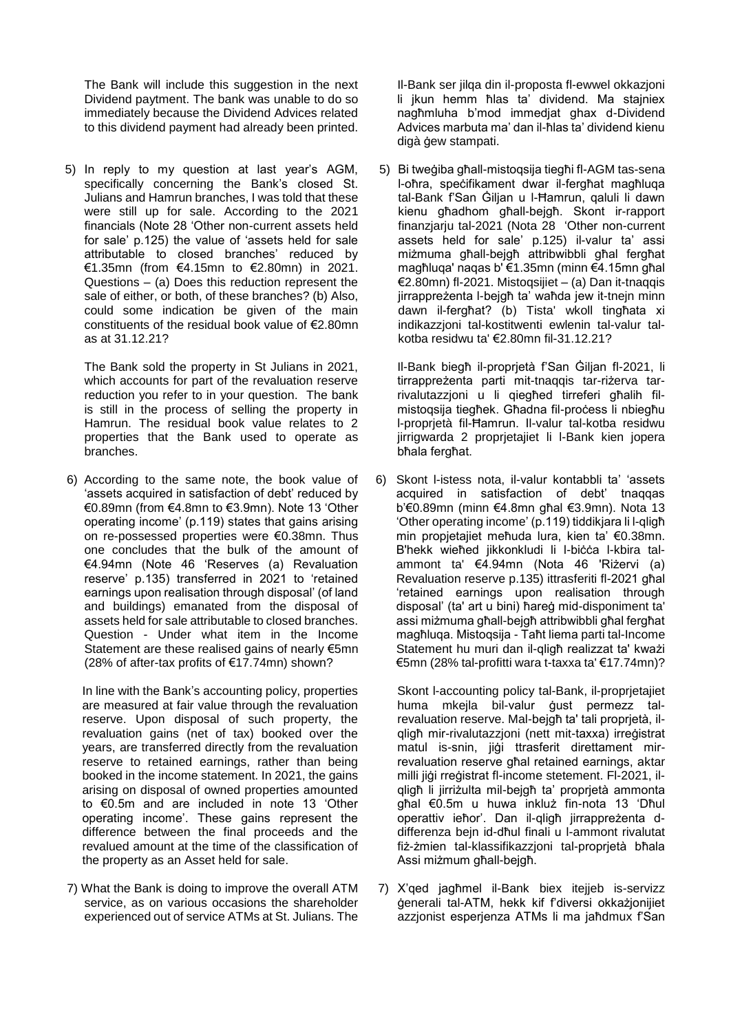The Bank will include this suggestion in the next Dividend paytment. The bank was unable to do so immediately because the Dividend Advices related to this dividend payment had already been printed.

5) In reply to my question at last year's AGM, specifically concerning the Bank's closed St. Julians and Hamrun branches, I was told that these were still up for sale. According to the 2021 financials (Note 28 'Other non-current assets held for sale' p.125) the value of 'assets held for sale attributable to closed branches' reduced by €1.35mn (from €4.15mn to €2.80mn) in 2021. Questions – (a) Does this reduction represent the sale of either, or both, of these branches? (b) Also, could some indication be given of the main constituents of the residual book value of €2.80mn as at 31.12.21?

   The Bank sold the property in St Julians in 2021, which accounts for part of the revaluation reserve reduction you refer to in your question. The bank is still in the process of selling the property in Hamrun. The residual book value relates to 2 properties that the Bank used to operate as branches.

6) According to the same note, the book value of 'assets acquired in satisfaction of debt' reduced by €0.89mn (from €4.8mn to €3.9mn). Note 13 'Other operating income' (p.119) states that gains arising on re-possessed properties were €0.38mn. Thus one concludes that the bulk of the amount of €4.94mn (Note 46 'Reserves (a) Revaluation reserve' p.135) transferred in 2021 to 'retained earnings upon realisation through disposal' (of land and buildings) emanated from the disposal of assets held for sale attributable to closed branches. Question - Under what item in the Income Statement are these realised gains of nearly €5mn (28% of after-tax profits of €17.74mn) shown?

   In line with the Bank's accounting policy, properties are measured at fair value through the revaluation reserve. Upon disposal of such property, the revaluation gains (net of tax) booked over the years, are transferred directly from the revaluation reserve to retained earnings, rather than being booked in the income statement. In 2021, the gains arising on disposal of owned properties amounted to €0.5m and are included in note 13 'Other operating income'. These gains represent the difference between the final proceeds and the revalued amount at the time of the classification of the property as an Asset held for sale.

7) What the Bank is doing to improve the overall ATM service, as on various occasions the shareholder experienced out of service ATMs at St. Julians. The

Il-Bank ser jilqa din il-proposta fl-ewwel okkazjoni li jkun hemm ħlas ta' dividend. Ma stajniex nagħmluha b'mod immedjat ghax d-Dividend Advices marbuta ma' dan il-ħlas ta' dividend kienu digà ġew stampati.

5) Bi tweġiba għall-mistoqsija tiegħi fl-AGM tas-sena l-oħra, speċifikament dwar il-fergħat magħluqa tal-Bank f'San Ġiljan u l-Ħamrun, qaluli li dawn kienu għadhom għall-bejgħ. Skont ir-rapport finanzjarju tal-2021 (Nota 28 'Other non-current assets held for sale' p.125) il-valur ta' assi miżmuma għall-bejgħ attribwibbli għal fergħat magħluqa' naqas b' €1.35mn (minn €4.15mn għal €2.80mn) fl-2021. Mistoqsijiet – (a) Dan it-tnaqqis jirrappreżenta l-bejgħ ta' waħda jew it-tnejn minn dawn il-fergħat? (b) Tista' wkoll tingħata xi indikazzjoni tal-kostitwenti ewlenin tal-valur tal-kotba residwu ta' €2.80mn fil-31.12.21?

   Il-Bank biegħ il-proprjetà f'San Ġiljan fl-2021, li tirrappreżenta parti mit-tnaqqis tar-riżerva tar-rivalutazzjoni u li qiegħed tirreferi għalih fil-mistoqsija tiegħek. Għadna fil-proċess li nbiegħu l-proprjetà fil-Ħamrun. Il-valur tal-kotba residwu jirrigwarda 2 proprjetajiet li l-Bank kien jopera bħala fergħat.

6) Skont l-istess nota, il-valur kontabbli ta' 'assets acquired in satisfaction of debt' tnaqqas b'€0.89mn (minn €4.8mn għal €3.9mn). Nota 13 'Other operating income' (p.119) tiddikjara li l-qligħ min propjetajiet meħuda lura, kien ta' €0.38mn. B'hekk wieħed jikkonkludi li l-biċċa l-kbira tal-ammont ta' €4.94mn (Nota 46 'Riżervi (a) Revaluation reserve p.135) ittrasferiti fl-2021 għal 'retained earnings upon realisation through disposal' (ta' art u bini) ħareġ mid-disponiment ta' assi miżmuma għall-bejgħ attribwibbli għal fergħat magħluqa. Mistoqsija - Taħt liema parti tal-Income Statement hu muri dan il-qligħ realizzat ta' kważi €5mn (28% tal-profitti wara t-taxxa ta' €17.74mn)?

   Skont l-accounting policy tal-Bank, il-proprjetajiet huma mkejla bil-valur ġust permezz tal-revaluation reserve. Mal-bejgħ ta' tali proprjetà, il-qligħ mir-rivalutazzjoni (nett mit-taxxa) irreġistrat matul is-snin, jiġi ttrasferit direttament mir-revaluation reserve għal retained earnings, aktar milli jiġi rreġistrat fl-income stetement. Fl-2021, il-qligħ li jirriżulta mil-bejgħ ta' proprjetà ammonta għal €0.5m u huwa inkluż fin-nota 13 'Dħul operattiv ieħor'. Dan il-qligħ jirrappreżenta d-differenza bejn id-dħul finali u l-ammont rivalutat fiż-żmien tal-klassifikazzjoni tal-proprjetà bħala Assi miżmum għall-bejgħ.

7) X'qed jagħmel il-Bank biex itejjeb is-servizz ġenerali tal-ATM, hekk kif f'diversi okkażjonijiet azzjonist esperjenza ATMs li ma jaħdmux f'San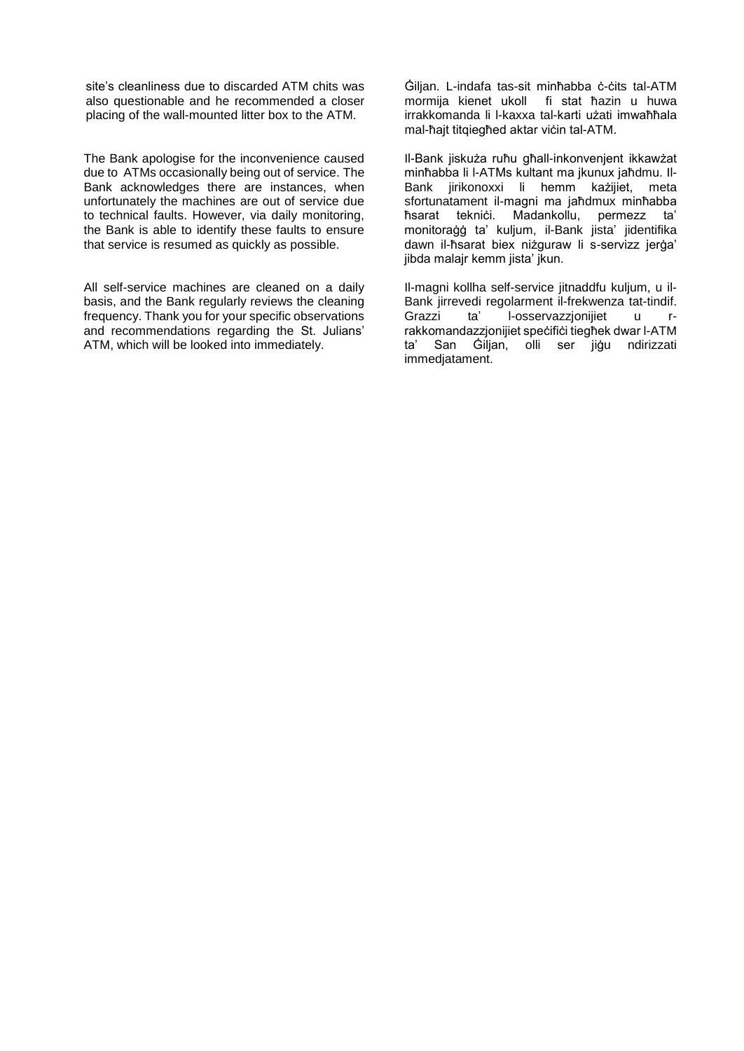site's cleanliness due to discarded ATM chits was also questionable and he recommended a closer placing of the wall-mounted litter box to the ATM.

The Bank apologise for the inconvenience caused due to ATMs occasionally being out of service. The Bank acknowledges there are instances, when unfortunately the machines are out of service due to technical faults. However, via daily monitoring, the Bank is able to identify these faults to ensure that service is resumed as quickly as possible.

All self-service machines are cleaned on a daily basis, and the Bank regularly reviews the cleaning frequency. Thank you for your specific observations and recommendations regarding the St. Julians' ATM, which will be looked into immediately.

Ġiljan. L-indafa tas-sit minħabba ċ-ċits tal-ATM mormija kienet ukoll fi stat ħazin u huwa irrakkomanda li l-kaxxa tal-karti użati imwaħħala mal-ħajt titqiegħed aktar viċin tal-ATM.

Il-Bank jiskuża ruħu għall-inkonvenjent ikkawżat minħabba li l-ATMs kultant ma jkunux jaħdmu. Il-Bank jirikonoxxi li hemm każijiet, meta sfortunatament il-magni ma jaħdmux minħabba ħsarat tekniċi. Madankollu, permezz ta' monitoraġġ ta' kuljum, il-Bank jista' jidentifika dawn il-ħsarat biex niżguraw li s-servizz jerġa' jibda malajr kemm jista' jkun.

Il-magni kollha self-service jitnaddfu kuljum, u il-Bank jirrevedi regolarment il-frekwenza tat-tindif. Grazzi ta' l-osservazzjonijiet u r-rakkomandazzjonijiet speċifiċi tiegħek dwar l-ATM ta' San Ġiljan, olli ser jiġu ndirizzati immedjatament.